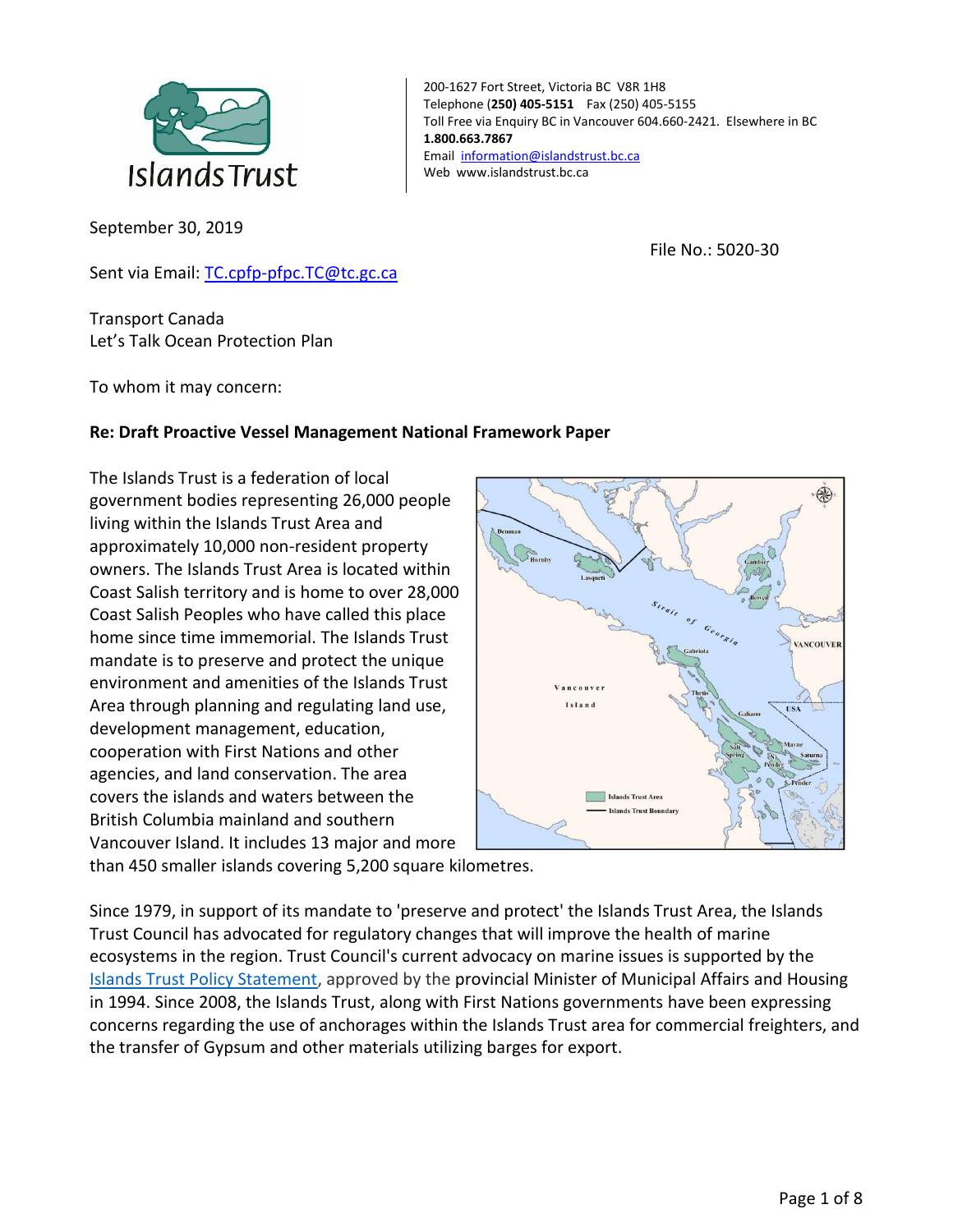Islands Trust

200-1627 Fort Street, Victoria BC V8R 1H8
Telephone **(250) 405-5151** Fax (250) 405-5155
Toll Free via Enquiry BC in Vancouver 604.660-2421. Elsewhere in BC **1.800.663.7867**
Email [information@islandstrust.bc.ca](mailto:information@islandstrust.bc.ca)
Web www.islandstrust.bc.ca

September 30, 2019

File No.: 5020-30

Sent via Email: [TC.cpfp-pfpc.TC@tc.gc.ca](mailto:TC.cpfp-pfpc.TC@tc.gc.ca)

Transport Canada
Let's Talk Ocean Protection Plan

To whom it may concern:

**Re: Draft Proactive Vessel Management National Framework Paper**

The Islands Trust is a federation of local government bodies representing 26,000 people living within the Islands Trust Area and approximately 10,000 non-resident property owners. The Islands Trust Area is located within Coast Salish territory and is home to over 28,000 Coast Salish Peoples who have called this place home since time immemorial. The Islands Trust mandate is to preserve and protect the unique environment and amenities of the Islands Trust Area through planning and regulating land use, development management, education, cooperation with First Nations and other agencies, and land conservation. The area covers the islands and waters between the British Columbia mainland and southern Vancouver Island. It includes 13 major and more than 450 smaller islands covering 5,200 square kilometres.

Since 1979, in support of its mandate to 'preserve and protect' the Islands Trust Area, the Islands Trust Council has advocated for regulatory changes that will improve the health of marine ecosystems in the region. Trust Council's current advocacy on marine issues is supported by the Islands Trust Policy Statement, approved by the provincial Minister of Municipal Affairs and Housing in 1994. Since 2008, the Islands Trust, along with First Nations governments have been expressing concerns regarding the use of anchorages within the Islands Trust area for commercial freighters, and the transfer of Gypsum and other materials utilizing barges for export.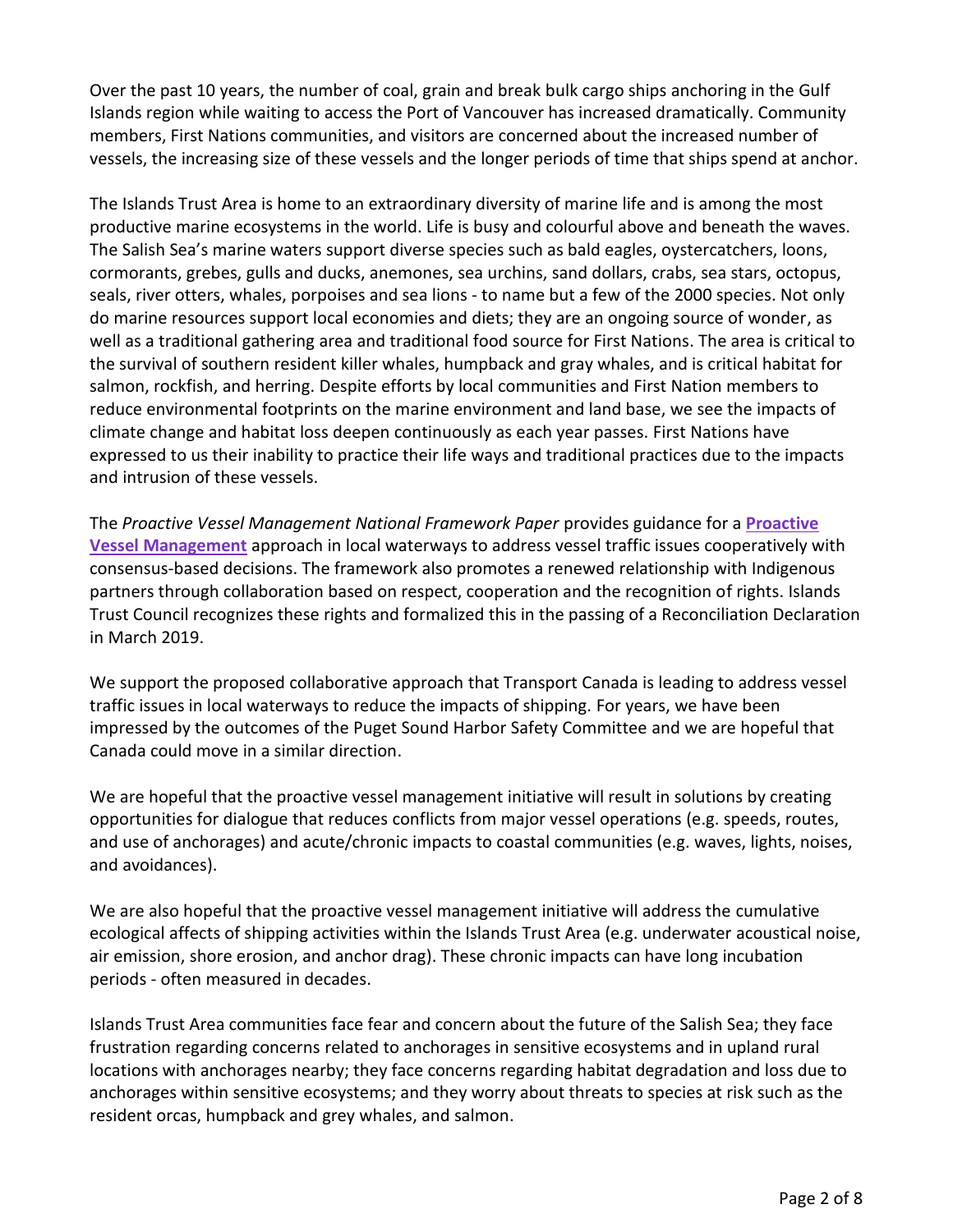Over the past 10 years, the number of coal, grain and break bulk cargo ships anchoring in the Gulf Islands region while waiting to access the Port of Vancouver has increased dramatically. Community members, First Nations communities, and visitors are concerned about the increased number of vessels, the increasing size of these vessels and the longer periods of time that ships spend at anchor.

The Islands Trust Area is home to an extraordinary diversity of marine life and is among the most productive marine ecosystems in the world. Life is busy and colourful above and beneath the waves. The Salish Sea's marine waters support diverse species such as bald eagles, oystercatchers, loons, cormorants, grebes, gulls and ducks, anemones, sea urchins, sand dollars, crabs, sea stars, octopus, seals, river otters, whales, porpoises and sea lions - to name but a few of the 2000 species. Not only do marine resources support local economies and diets; they are an ongoing source of wonder, as well as a traditional gathering area and traditional food source for First Nations. The area is critical to the survival of southern resident killer whales, humpback and gray whales, and is critical habitat for salmon, rockfish, and herring. Despite efforts by local communities and First Nation members to reduce environmental footprints on the marine environment and land base, we see the impacts of climate change and habitat loss deepen continuously as each year passes. First Nations have expressed to us their inability to practice their life ways and traditional practices due to the impacts and intrusion of these vessels.

The *Proactive Vessel Management National Framework Paper* provides guidance for a **Proactive Vessel Management** approach in local waterways to address vessel traffic issues cooperatively with consensus-based decisions. The framework also promotes a renewed relationship with Indigenous partners through collaboration based on respect, cooperation and the recognition of rights. Islands Trust Council recognizes these rights and formalized this in the passing of a Reconciliation Declaration in March 2019.

We support the proposed collaborative approach that Transport Canada is leading to address vessel traffic issues in local waterways to reduce the impacts of shipping. For years, we have been impressed by the outcomes of the Puget Sound Harbor Safety Committee and we are hopeful that Canada could move in a similar direction.

We are hopeful that the proactive vessel management initiative will result in solutions by creating opportunities for dialogue that reduces conflicts from major vessel operations (e.g. speeds, routes, and use of anchorages) and acute/chronic impacts to coastal communities (e.g. waves, lights, noises, and avoidances).

We are also hopeful that the proactive vessel management initiative will address the cumulative ecological affects of shipping activities within the Islands Trust Area (e.g. underwater acoustical noise, air emission, shore erosion, and anchor drag). These chronic impacts can have long incubation periods - often measured in decades.

Islands Trust Area communities face fear and concern about the future of the Salish Sea; they face frustration regarding concerns related to anchorages in sensitive ecosystems and in upland rural locations with anchorages nearby; they face concerns regarding habitat degradation and loss due to anchorages within sensitive ecosystems; and they worry about threats to species at risk such as the resident orcas, humpback and grey whales, and salmon.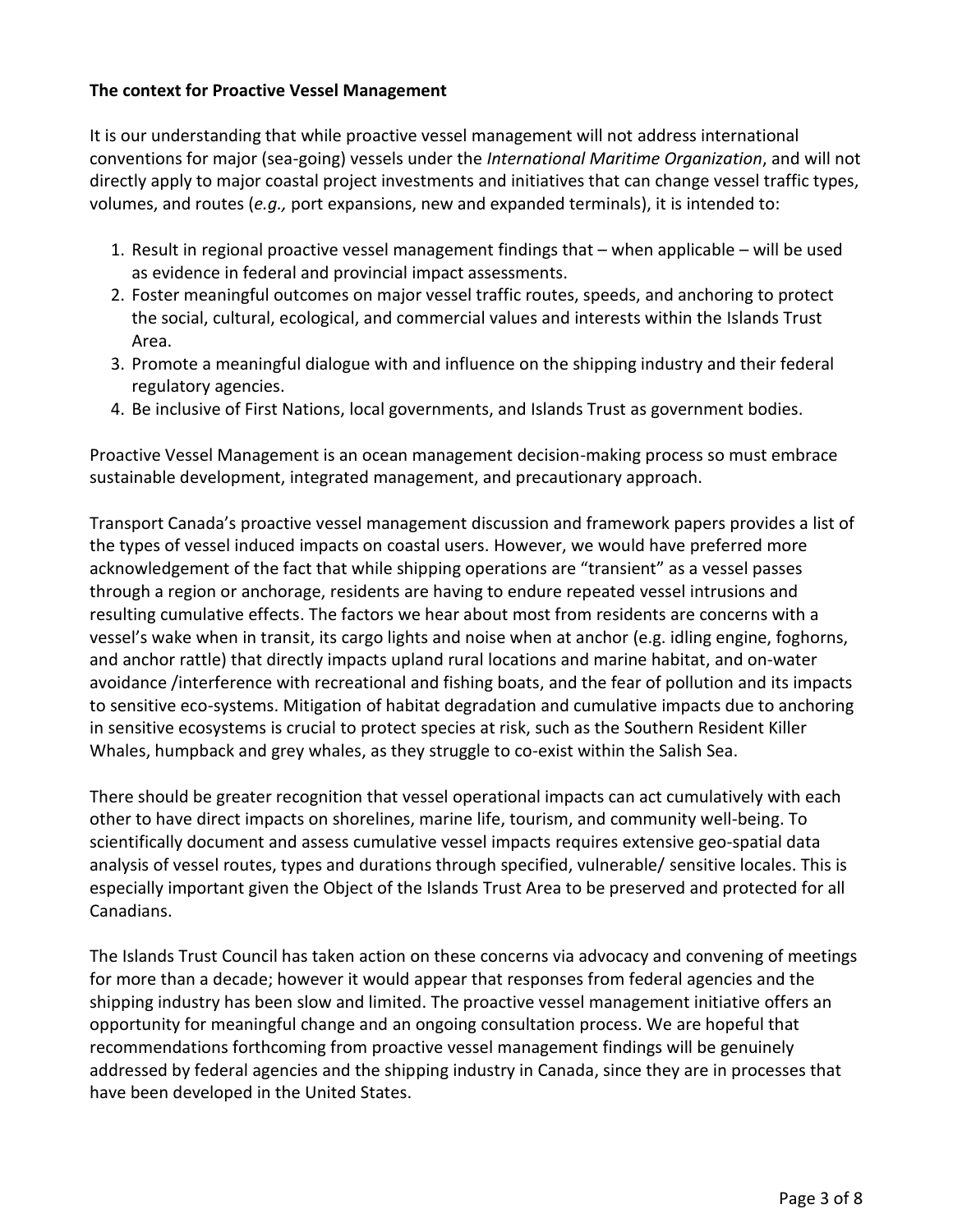**The context for Proactive Vessel Management**

It is our understanding that while proactive vessel management will not address international conventions for major (sea-going) vessels under the *International Maritime Organization*, and will not directly apply to major coastal project investments and initiatives that can change vessel traffic types, volumes, and routes (*e.g.,* port expansions, new and expanded terminals), it is intended to:

1. Result in regional proactive vessel management findings that – when applicable – will be used as evidence in federal and provincial impact assessments.
2. Foster meaningful outcomes on major vessel traffic routes, speeds, and anchoring to protect the social, cultural, ecological, and commercial values and interests within the Islands Trust Area.
3. Promote a meaningful dialogue with and influence on the shipping industry and their federal regulatory agencies.
4. Be inclusive of First Nations, local governments, and Islands Trust as government bodies.

Proactive Vessel Management is an ocean management decision-making process so must embrace sustainable development, integrated management, and precautionary approach.

Transport Canada's proactive vessel management discussion and framework papers provides a list of the types of vessel induced impacts on coastal users. However, we would have preferred more acknowledgement of the fact that while shipping operations are "transient" as a vessel passes through a region or anchorage, residents are having to endure repeated vessel intrusions and resulting cumulative effects. The factors we hear about most from residents are concerns with a vessel's wake when in transit, its cargo lights and noise when at anchor (e.g. idling engine, foghorns, and anchor rattle) that directly impacts upland rural locations and marine habitat, and on-water avoidance /interference with recreational and fishing boats, and the fear of pollution and its impacts to sensitive eco-systems. Mitigation of habitat degradation and cumulative impacts due to anchoring in sensitive ecosystems is crucial to protect species at risk, such as the Southern Resident Killer Whales, humpback and grey whales, as they struggle to co-exist within the Salish Sea.

There should be greater recognition that vessel operational impacts can act cumulatively with each other to have direct impacts on shorelines, marine life, tourism, and community well-being. To scientifically document and assess cumulative vessel impacts requires extensive geo-spatial data analysis of vessel routes, types and durations through specified, vulnerable/ sensitive locales. This is especially important given the Object of the Islands Trust Area to be preserved and protected for all Canadians.

The Islands Trust Council has taken action on these concerns via advocacy and convening of meetings for more than a decade; however it would appear that responses from federal agencies and the shipping industry has been slow and limited. The proactive vessel management initiative offers an opportunity for meaningful change and an ongoing consultation process. We are hopeful that recommendations forthcoming from proactive vessel management findings will be genuinely addressed by federal agencies and the shipping industry in Canada, since they are in processes that have been developed in the United States.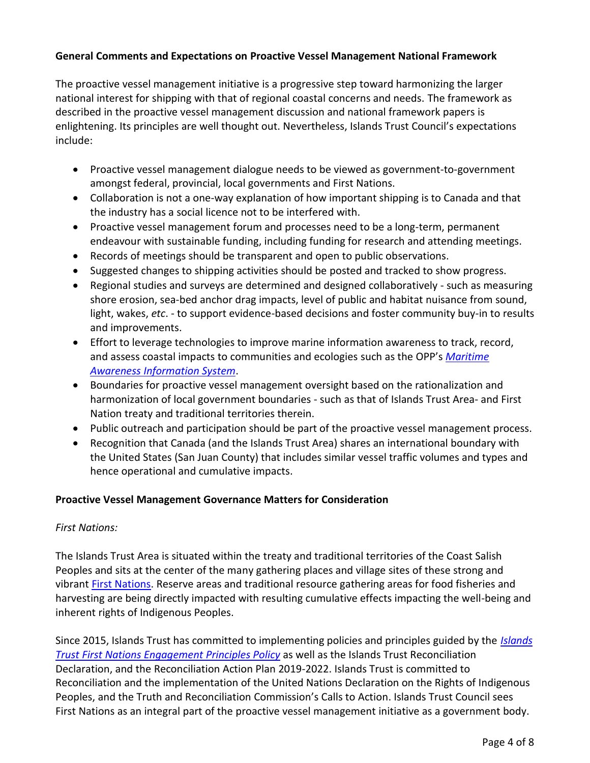**General Comments and Expectations on Proactive Vessel Management National Framework**

The proactive vessel management initiative is a progressive step toward harmonizing the larger national interest for shipping with that of regional coastal concerns and needs. The framework as described in the proactive vessel management discussion and national framework papers is enlightening. Its principles are well thought out. Nevertheless, Islands Trust Council's expectations include:

- Proactive vessel management dialogue needs to be viewed as government-to-government amongst federal, provincial, local governments and First Nations.
- Collaboration is not a one-way explanation of how important shipping is to Canada and that the industry has a social licence not to be interfered with.
- Proactive vessel management forum and processes need to be a long-term, permanent endeavour with sustainable funding, including funding for research and attending meetings.
- Records of meetings should be transparent and open to public observations.
- Suggested changes to shipping activities should be posted and tracked to show progress.
- Regional studies and surveys are determined and designed collaboratively - such as measuring shore erosion, sea-bed anchor drag impacts, level of public and habitat nuisance from sound, light, wakes, *etc*. - to support evidence-based decisions and foster community buy-in to results and improvements.
- Effort to leverage technologies to improve marine information awareness to track, record, and assess coastal impacts to communities and ecologies such as the OPP's *Maritime Awareness Information System*.
- Boundaries for proactive vessel management oversight based on the rationalization and harmonization of local government boundaries - such as that of Islands Trust Area- and First Nation treaty and traditional territories therein.
- Public outreach and participation should be part of the proactive vessel management process.
- Recognition that Canada (and the Islands Trust Area) shares an international boundary with the United States (San Juan County) that includes similar vessel traffic volumes and types and hence operational and cumulative impacts.

**Proactive Vessel Management Governance Matters for Consideration**

*First Nations:*

The Islands Trust Area is situated within the treaty and traditional territories of the Coast Salish Peoples and sits at the center of the many gathering places and village sites of these strong and vibrant First Nations. Reserve areas and traditional resource gathering areas for food fisheries and harvesting are being directly impacted with resulting cumulative effects impacting the well-being and inherent rights of Indigenous Peoples.

Since 2015, Islands Trust has committed to implementing policies and principles guided by the *Islands Trust First Nations Engagement Principles Policy* as well as the Islands Trust Reconciliation Declaration, and the Reconciliation Action Plan 2019-2022. Islands Trust is committed to Reconciliation and the implementation of the United Nations Declaration on the Rights of Indigenous Peoples, and the Truth and Reconciliation Commission's Calls to Action. Islands Trust Council sees First Nations as an integral part of the proactive vessel management initiative as a government body.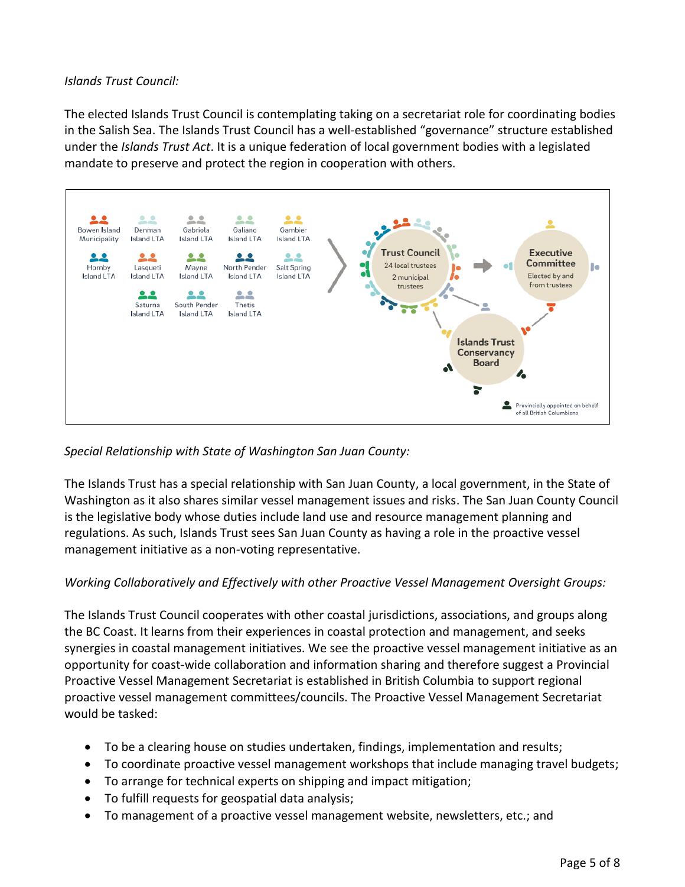*Islands Trust Council:*

The elected Islands Trust Council is contemplating taking on a secretariat role for coordinating bodies in the Salish Sea. The Islands Trust Council has a well-established "governance" structure established under the *Islands Trust Act*. It is a unique federation of local government bodies with a legislated mandate to preserve and protect the region in cooperation with others.

Bowen Island Municipality, Denman Island LTA, Gabriola Island LTA, Galiano Island LTA, Gambier Island LTA, Hornby Island LTA, Lasqueti Island LTA, Mayne Island LTA, North Pender Island LTA, Salt Spring Island LTA, Saturna Island LTA, South Pender Island LTA, Thetis Island LTA

**Trust Council**
24 local trustees
2 municipal trustees

**Executive Committee**
Elected by and from trustees

**Islands Trust Conservancy Board**

Provincially appointed on behalf of all British Columbians

*Special Relationship with State of Washington San Juan County:*

The Islands Trust has a special relationship with San Juan County, a local government, in the State of Washington as it also shares similar vessel management issues and risks. The San Juan County Council is the legislative body whose duties include land use and resource management planning and regulations. As such, Islands Trust sees San Juan County as having a role in the proactive vessel management initiative as a non-voting representative.

*Working Collaboratively and Effectively with other Proactive Vessel Management Oversight Groups:*

The Islands Trust Council cooperates with other coastal jurisdictions, associations, and groups along the BC Coast. It learns from their experiences in coastal protection and management, and seeks synergies in coastal management initiatives. We see the proactive vessel management initiative as an opportunity for coast-wide collaboration and information sharing and therefore suggest a Provincial Proactive Vessel Management Secretariat is established in British Columbia to support regional proactive vessel management committees/councils. The Proactive Vessel Management Secretariat would be tasked:

- To be a clearing house on studies undertaken, findings, implementation and results;
- To coordinate proactive vessel management workshops that include managing travel budgets;
- To arrange for technical experts on shipping and impact mitigation;
- To fulfill requests for geospatial data analysis;
- To management of a proactive vessel management website, newsletters, etc.; and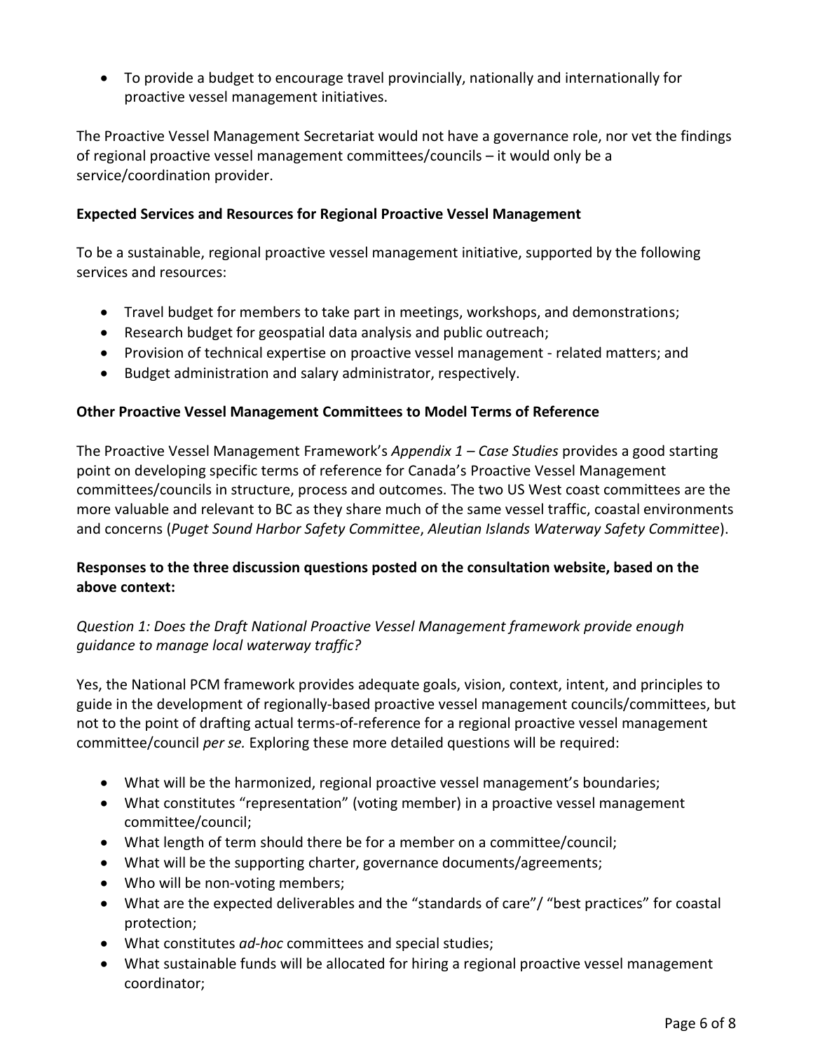- To provide a budget to encourage travel provincially, nationally and internationally for proactive vessel management initiatives.

The Proactive Vessel Management Secretariat would not have a governance role, nor vet the findings of regional proactive vessel management committees/councils – it would only be a service/coordination provider.

**Expected Services and Resources for Regional Proactive Vessel Management**

To be a sustainable, regional proactive vessel management initiative, supported by the following services and resources:

- Travel budget for members to take part in meetings, workshops, and demonstrations;
- Research budget for geospatial data analysis and public outreach;
- Provision of technical expertise on proactive vessel management - related matters; and
- Budget administration and salary administrator, respectively.

**Other Proactive Vessel Management Committees to Model Terms of Reference**

The Proactive Vessel Management Framework's *Appendix 1 – Case Studies* provides a good starting point on developing specific terms of reference for Canada's Proactive Vessel Management committees/councils in structure, process and outcomes. The two US West coast committees are the more valuable and relevant to BC as they share much of the same vessel traffic, coastal environments and concerns (*Puget Sound Harbor Safety Committee*, *Aleutian Islands Waterway Safety Committee*).

**Responses to the three discussion questions posted on the consultation website, based on the above context:**

*Question 1: Does the Draft National Proactive Vessel Management framework provide enough guidance to manage local waterway traffic?*

Yes, the National PCM framework provides adequate goals, vision, context, intent, and principles to guide in the development of regionally-based proactive vessel management councils/committees, but not to the point of drafting actual terms-of-reference for a regional proactive vessel management committee/council *per se.* Exploring these more detailed questions will be required:

- What will be the harmonized, regional proactive vessel management's boundaries;
- What constitutes "representation" (voting member) in a proactive vessel management committee/council;
- What length of term should there be for a member on a committee/council;
- What will be the supporting charter, governance documents/agreements;
- Who will be non-voting members;
- What are the expected deliverables and the "standards of care"/ "best practices" for coastal protection;
- What constitutes *ad-hoc* committees and special studies;
- What sustainable funds will be allocated for hiring a regional proactive vessel management coordinator;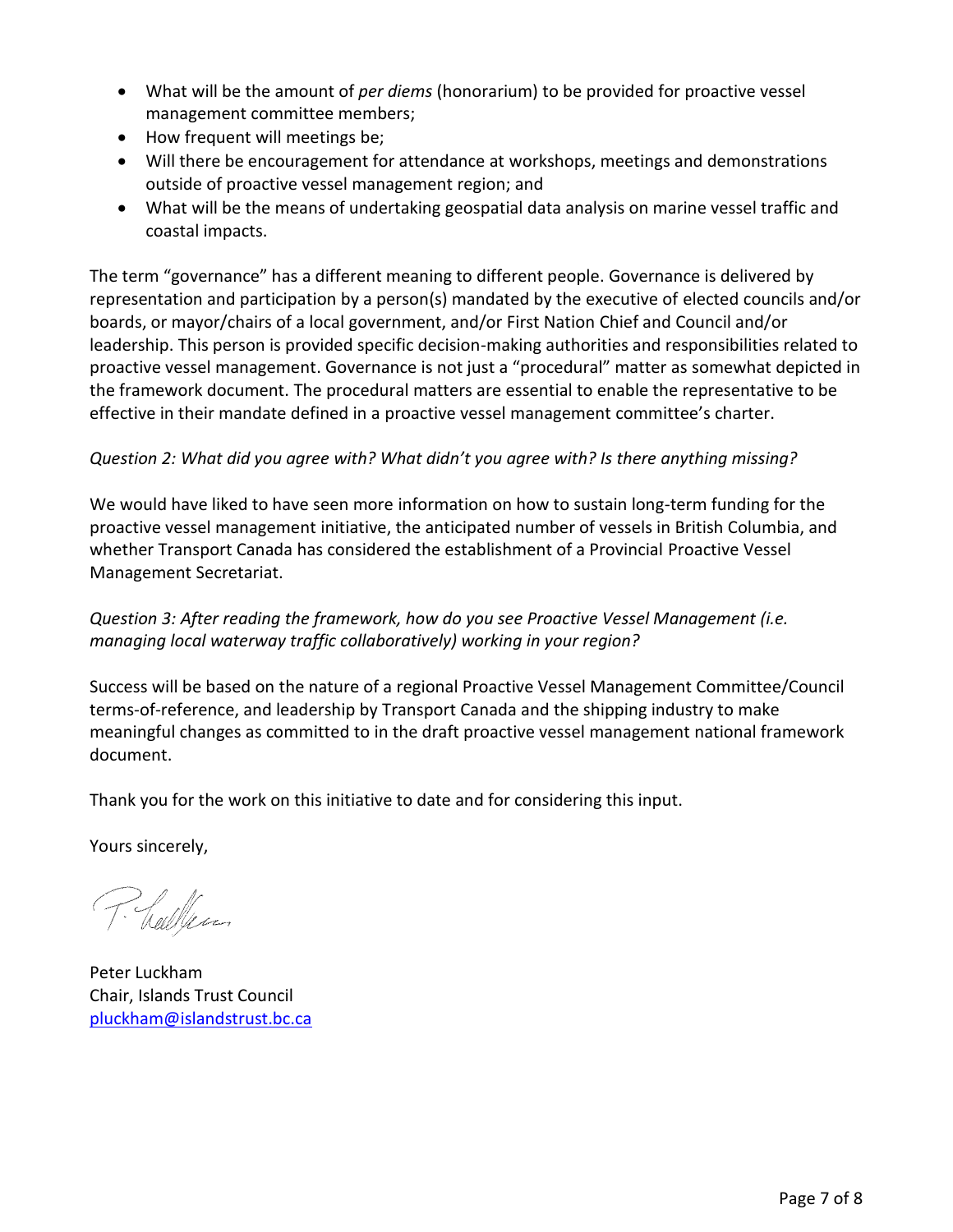- What will be the amount of *per diems* (honorarium) to be provided for proactive vessel management committee members;
- How frequent will meetings be;
- Will there be encouragement for attendance at workshops, meetings and demonstrations outside of proactive vessel management region; and
- What will be the means of undertaking geospatial data analysis on marine vessel traffic and coastal impacts.

The term "governance" has a different meaning to different people. Governance is delivered by representation and participation by a person(s) mandated by the executive of elected councils and/or boards, or mayor/chairs of a local government, and/or First Nation Chief and Council and/or leadership. This person is provided specific decision-making authorities and responsibilities related to proactive vessel management. Governance is not just a "procedural" matter as somewhat depicted in the framework document. The procedural matters are essential to enable the representative to be effective in their mandate defined in a proactive vessel management committee's charter.

*Question 2: What did you agree with? What didn't you agree with? Is there anything missing?*

We would have liked to have seen more information on how to sustain long-term funding for the proactive vessel management initiative, the anticipated number of vessels in British Columbia, and whether Transport Canada has considered the establishment of a Provincial Proactive Vessel Management Secretariat.

*Question 3: After reading the framework, how do you see Proactive Vessel Management (i.e. managing local waterway traffic collaboratively) working in your region?*

Success will be based on the nature of a regional Proactive Vessel Management Committee/Council terms-of-reference, and leadership by Transport Canada and the shipping industry to make meaningful changes as committed to in the draft proactive vessel management national framework document.

Thank you for the work on this initiative to date and for considering this input.

Yours sincerely,

Peter Luckham
Chair, Islands Trust Council
pluckham@islandstrust.bc.ca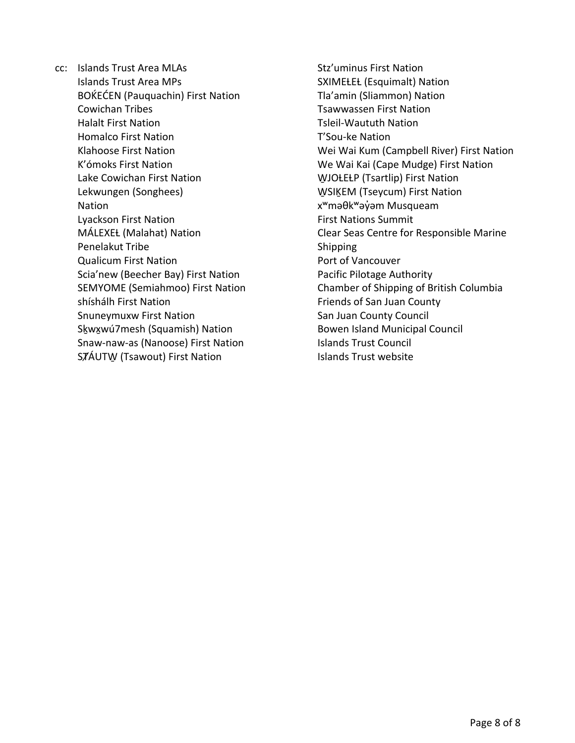cc: Islands Trust Area MLAs
Islands Trust Area MPs
BOḰEĆEN (Pauquachin) First Nation
Cowichan Tribes
Halalt First Nation
Homalco First Nation
Klahoose First Nation
K'ómoks First Nation
Lake Cowichan First Nation
Lekwungen (Songhees) Nation
Lyackson First Nation
MÁLEXEŁ (Malahat) Nation
Penelakut Tribe
Qualicum First Nation
Scia'new (Beecher Bay) First Nation
SEMYOME (Semiahmoo) First Nation
shíshálh First Nation
Snuneymuxw First Nation
Sḵwx̱wú7mesh (Squamish) Nation
Snaw-naw-as (Nanoose) First Nation
SȾÁUTW̱ (Tsawout) First Nation
Stz'uminus First Nation
SXIMEŁEŁ (Esquimalt) Nation
Tla'amin (Sliammon) Nation
Tsawwassen First Nation
Tsleil-Waututh Nation
T'Sou-ke Nation
Wei Wai Kum (Campbell River) First Nation
We Wai Kai (Cape Mudge) First Nation
W̱JOȽEȽP (Tsartlip) First Nation
W̱SIḴEM (Tseycum) First Nation
xʷməθkʷəy̓əm Musqueam
First Nations Summit
Clear Seas Centre for Responsible Marine Shipping
Port of Vancouver
Pacific Pilotage Authority
Chamber of Shipping of British Columbia
Friends of San Juan County
San Juan County Council
Bowen Island Municipal Council
Islands Trust Council
Islands Trust website